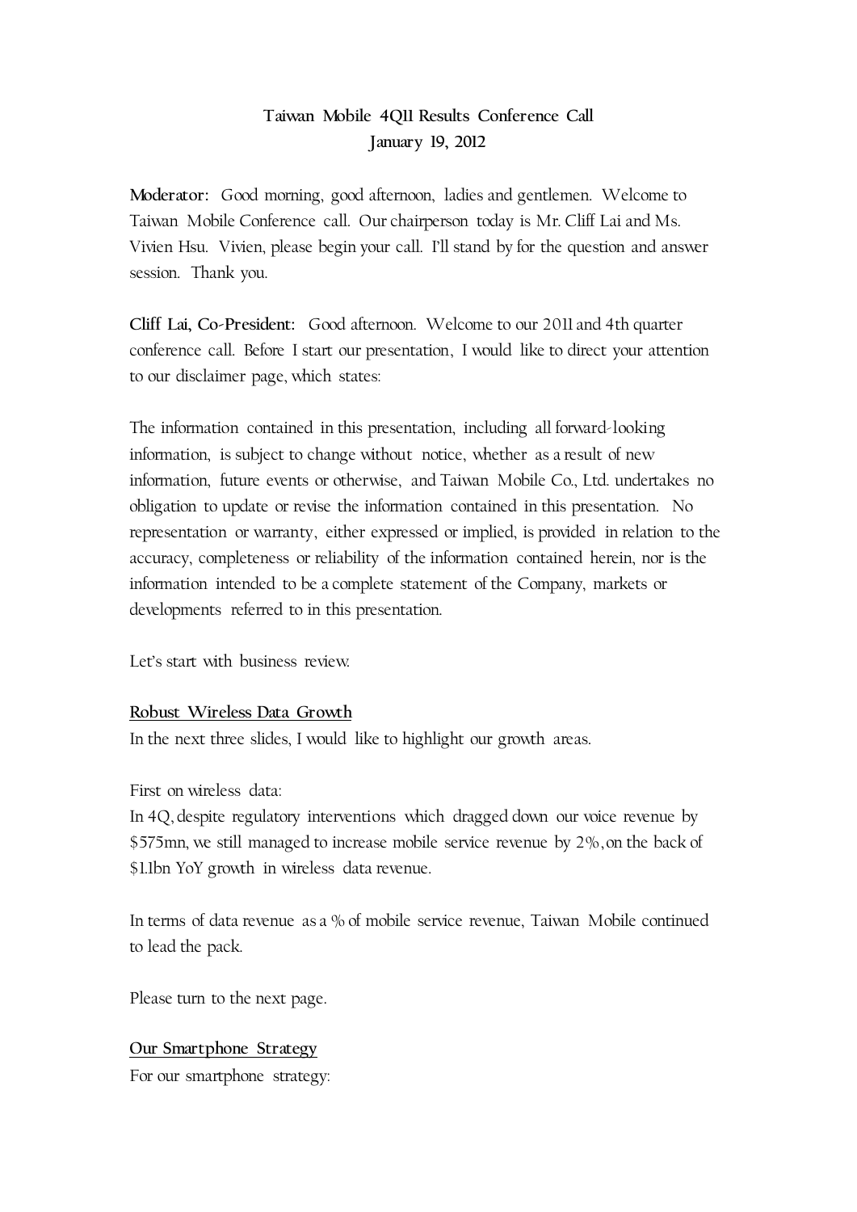# Taiwan Mobile 4Q11 Results Conference Call
## January 19, 2012

**Moderator:** Good morning, good afternoon, ladies and gentlemen. Welcome to Taiwan Mobile Conference call. Our chairperson today is Mr. Cliff Lai and Ms. Vivien Hsu. Vivien, please begin your call. I'll stand by for the question and answer session. Thank you.

**Cliff Lai, Co-President:** Good afternoon. Welcome to our 2011 and 4th quarter conference call. Before I start our presentation, I would like to direct your attention to our disclaimer page, which states:

The information contained in this presentation, including all forward-looking information, is subject to change without notice, whether as a result of new information, future events or otherwise, and Taiwan Mobile Co., Ltd. undertakes no obligation to update or revise the information contained in this presentation. No representation or warranty, either expressed or implied, is provided in relation to the accuracy, completeness or reliability of the information contained herein, nor is the information intended to be a complete statement of the Company, markets or developments referred to in this presentation.

Let's start with business review.

<u>**Robust Wireless Data Growth**</u>

In the next three slides, I would like to highlight our growth areas.

First on wireless data:

In 4Q, despite regulatory interventions which dragged down our voice revenue by $575mn, we still managed to increase mobile service revenue by 2%, on the back of $1.1bn YoY growth in wireless data revenue.

In terms of data revenue as a % of mobile service revenue, Taiwan Mobile continued to lead the pack.

Please turn to the next page.

<u>**Our Smartphone Strategy**</u>

For our smartphone strategy: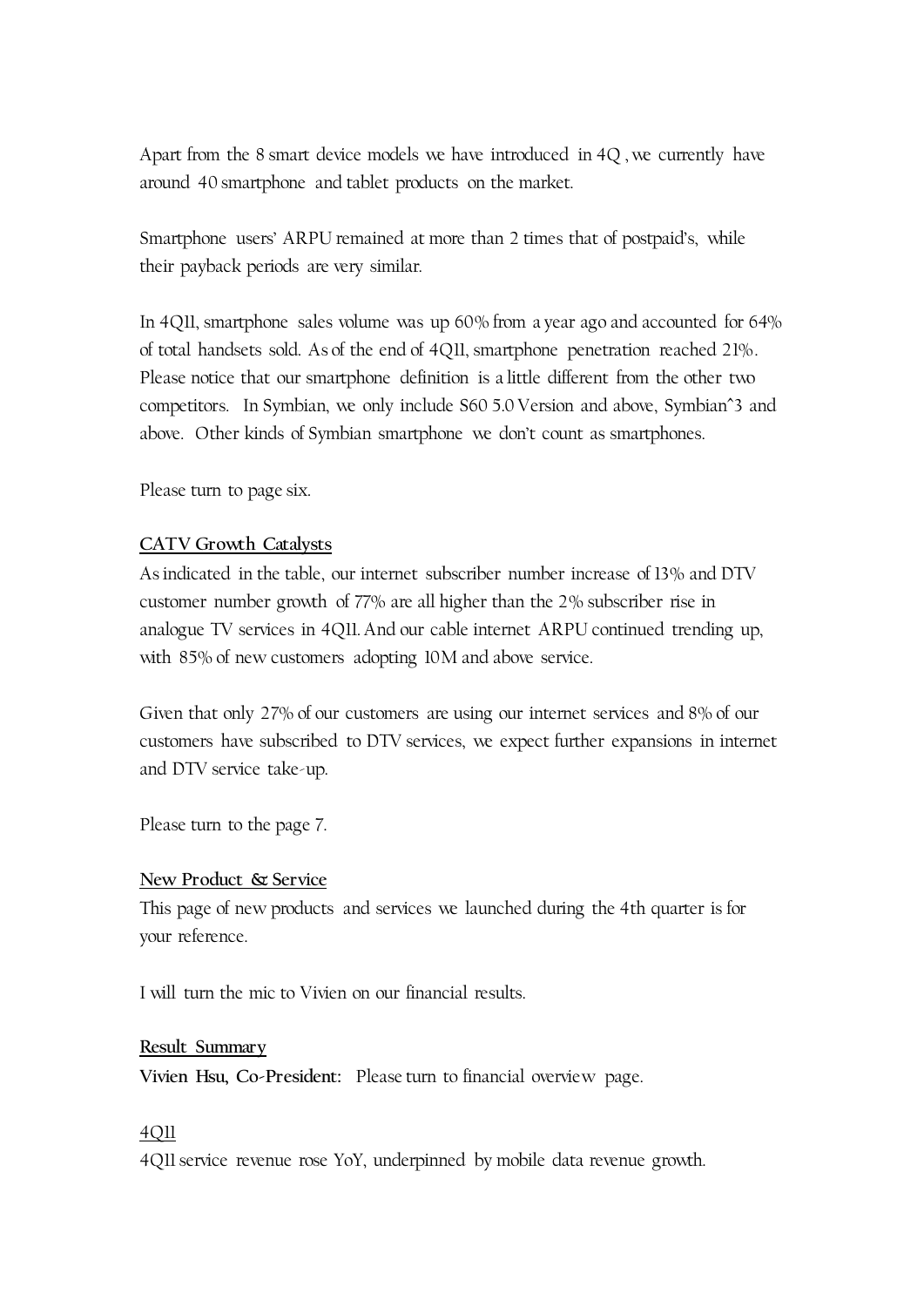Apart from the 8 smart device models we have introduced in 4Q , we currently have around 40 smartphone and tablet products on the market.

Smartphone users' ARPU remained at more than 2 times that of postpaid's, while their payback periods are very similar.

In 4Q11, smartphone sales volume was up 60% from a year ago and accounted for 64% of total handsets sold. As of the end of 4Q11, smartphone penetration reached 21%. Please notice that our smartphone definition is a little different from the other two competitors. In Symbian, we only include S60 5.0 Version and above, Symbian^3 and above. Other kinds of Symbian smartphone we don't count as smartphones.

Please turn to page six.

**CATV Growth Catalysts**

As indicated in the table, our internet subscriber number increase of 13% and DTV customer number growth of 77% are all higher than the 2% subscriber rise in analogue TV services in 4Q11. And our cable internet ARPU continued trending up, with 85% of new customers adopting 10M and above service.

Given that only 27% of our customers are using our internet services and 8% of our customers have subscribed to DTV services, we expect further expansions in internet and DTV service take-up.

Please turn to the page 7.

**New Product & Service**

This page of new products and services we launched during the 4th quarter is for your reference.

I will turn the mic to Vivien on our financial results.

**Result Summary**

**Vivien Hsu, Co-President:** Please turn to financial overview page.

4Q11

4Q11 service revenue rose YoY, underpinned by mobile data revenue growth.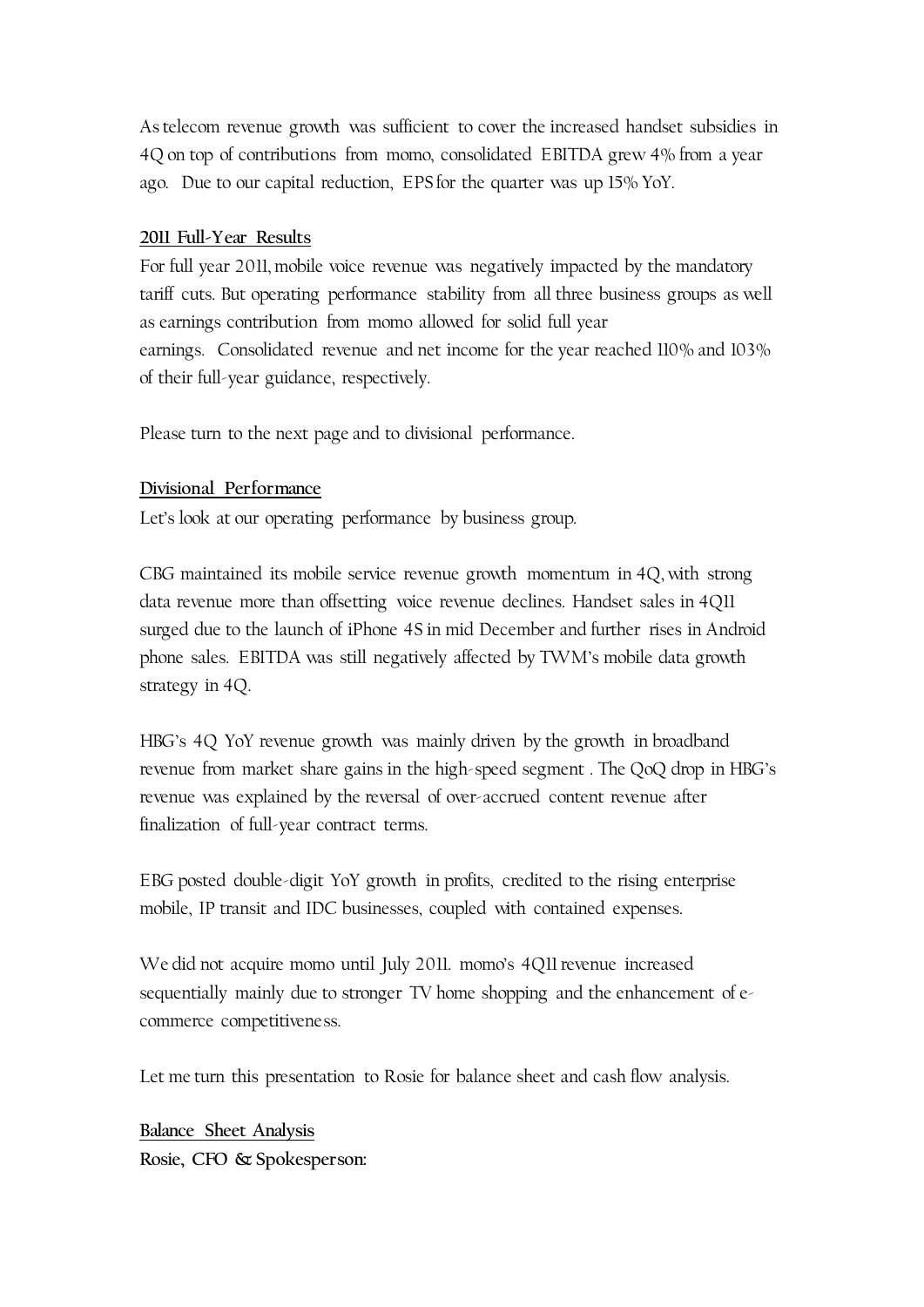As telecom revenue growth was sufficient to cover the increased handset subsidies in 4Q on top of contributions from momo, consolidated EBITDA grew 4% from a year ago. Due to our capital reduction, EPS for the quarter was up 15% YoY.

**2011 Full-Year Results**

For full year 2011, mobile voice revenue was negatively impacted by the mandatory tariff cuts. But operating performance stability from all three business groups as well as earnings contribution from momo allowed for solid full year earnings. Consolidated revenue and net income for the year reached 110% and 103% of their full-year guidance, respectively.

Please turn to the next page and to divisional performance.

**Divisional Performance**

Let's look at our operating performance by business group.

CBG maintained its mobile service revenue growth momentum in 4Q, with strong data revenue more than offsetting voice revenue declines. Handset sales in 4Q11 surged due to the launch of iPhone 4S in mid December and further rises in Android phone sales. EBITDA was still negatively affected by TWM's mobile data growth strategy in 4Q.

HBG's 4Q YoY revenue growth was mainly driven by the growth in broadband revenue from market share gains in the high-speed segment . The QoQ drop in HBG's revenue was explained by the reversal of over-accrued content revenue after finalization of full-year contract terms.

EBG posted double-digit YoY growth in profits, credited to the rising enterprise mobile, IP transit and IDC businesses, coupled with contained expenses.

We did not acquire momo until July 2011. momo's 4Q11 revenue increased sequentially mainly due to stronger TV home shopping and the enhancement of e-commerce competitiveness.

Let me turn this presentation to Rosie for balance sheet and cash flow analysis.

**Balance Sheet Analysis**

**Rosie, CFO & Spokesperson:**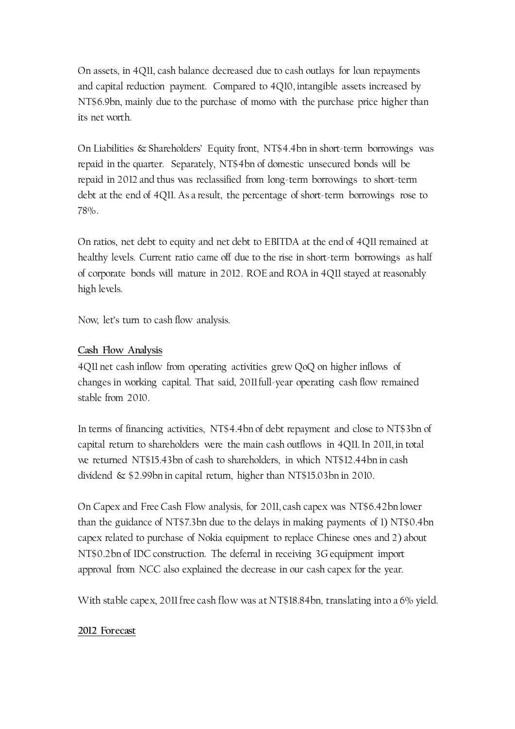On assets, in 4Q11, cash balance decreased due to cash outlays for loan repayments and capital reduction payment. Compared to 4Q10, intangible assets increased by NT$6.9bn, mainly due to the purchase of momo with the purchase price higher than its net worth.

On Liabilities & Shareholders' Equity front, NT$4.4bn in short-term borrowings was repaid in the quarter. Separately, NT$4bn of domestic unsecured bonds will be repaid in 2012 and thus was reclassified from long-term borrowings to short-term debt at the end of 4Q11. As a result, the percentage of short-term borrowings rose to 78%.

On ratios, net debt to equity and net debt to EBITDA at the end of 4Q11 remained at healthy levels. Current ratio came off due to the rise in short-term borrowings as half of corporate bonds will mature in 2012. ROE and ROA in 4Q11 stayed at reasonably high levels.

Now, let's turn to cash flow analysis.

**<u>Cash Flow Analysis</u>**

4Q11 net cash inflow from operating activities grew QoQ on higher inflows of changes in working capital. That said, 2011 full-year operating cash flow remained stable from 2010.

In terms of financing activities, NT$4.4bn of debt repayment and close to NT$3bn of capital return to shareholders were the main cash outflows in 4Q11. In 2011, in total we returned NT$15.43bn of cash to shareholders, in which NT$12.44bn in cash dividend & $2.99bn in capital return, higher than NT$15.03bn in 2010.

On Capex and Free Cash Flow analysis, for 2011, cash capex was NT$6.42bn lower than the guidance of NT$7.3bn due to the delays in making payments of 1) NT$0.4bn capex related to purchase of Nokia equipment to replace Chinese ones and 2) about NT$0.2bn of IDC construction. The deferral in receiving 3G equipment import approval from NCC also explained the decrease in our cash capex for the year.

With stable capex, 2011 free cash flow was at NT$18.84bn, translating into a 6% yield.

**<u>2012 Forecast</u>**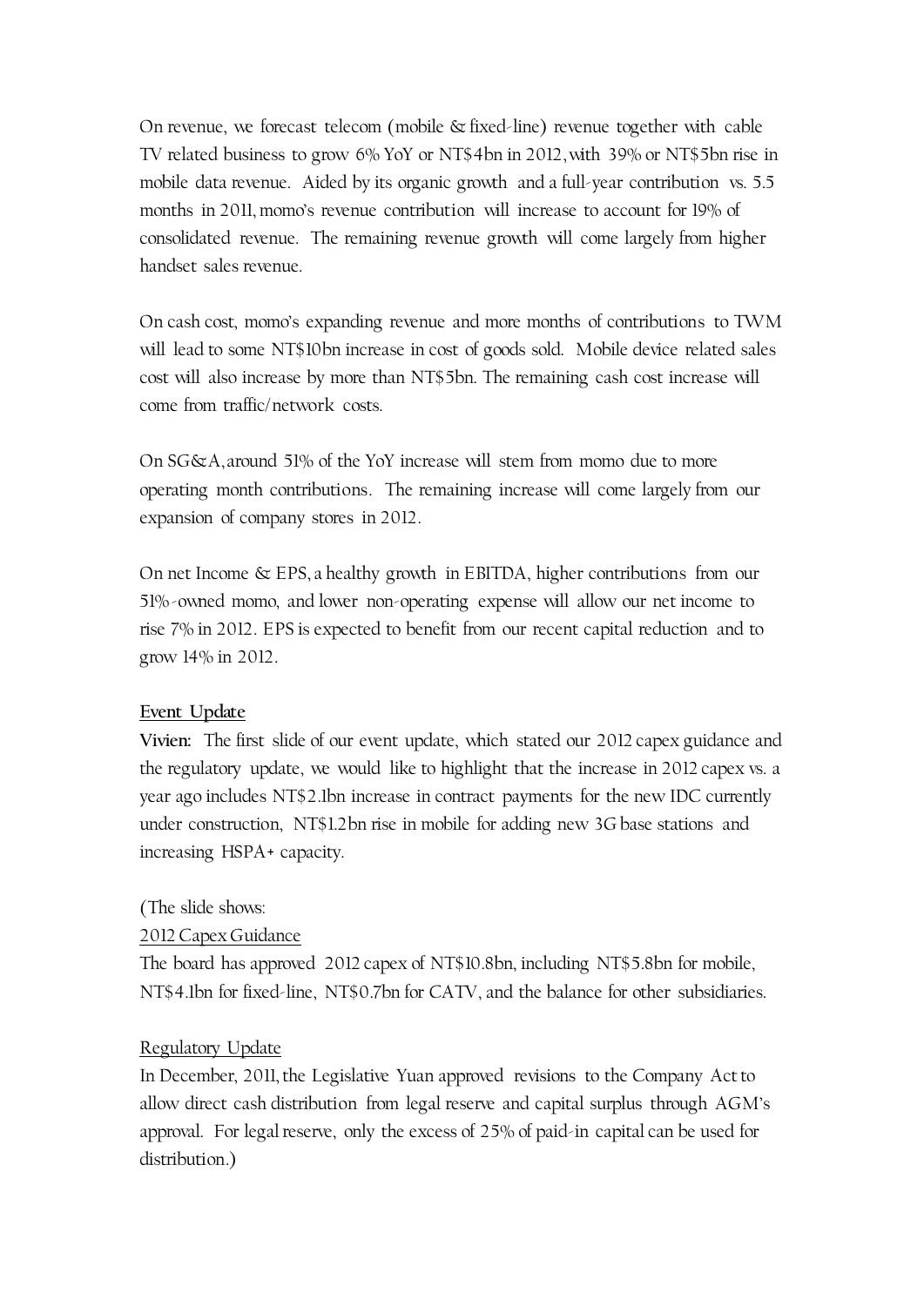On revenue, we forecast telecom (mobile & fixed-line) revenue together with cable TV related business to grow 6% YoY or NT$4bn in 2012, with 39% or NT$5bn rise in mobile data revenue. Aided by its organic growth and a full-year contribution vs. 5.5 months in 2011, momo's revenue contribution will increase to account for 19% of consolidated revenue. The remaining revenue growth will come largely from higher handset sales revenue.

On cash cost, momo's expanding revenue and more months of contributions to TWM will lead to some NT$10bn increase in cost of goods sold. Mobile device related sales cost will also increase by more than NT$5bn. The remaining cash cost increase will come from traffic/network costs.

On SG&A, around 51% of the YoY increase will stem from momo due to more operating month contributions. The remaining increase will come largely from our expansion of company stores in 2012.

On net Income & EPS, a healthy growth in EBITDA, higher contributions from our 51%-owned momo, and lower non-operating expense will allow our net income to rise 7% in 2012. EPS is expected to benefit from our recent capital reduction and to grow 14% in 2012.

## Event Update

**Vivien:** The first slide of our event update, which stated our 2012 capex guidance and the regulatory update, we would like to highlight that the increase in 2012 capex vs. a year ago includes NT$2.1bn increase in contract payments for the new IDC currently under construction, NT$1.2bn rise in mobile for adding new 3G base stations and increasing HSPA+ capacity.

(The slide shows:

2012 Capex Guidance

The board has approved 2012 capex of NT$10.8bn, including NT$5.8bn for mobile, NT$4.1bn for fixed-line, NT$0.7bn for CATV, and the balance for other subsidiaries.

Regulatory Update

In December, 2011, the Legislative Yuan approved revisions to the Company Act to allow direct cash distribution from legal reserve and capital surplus through AGM's approval. For legal reserve, only the excess of 25% of paid-in capital can be used for distribution.)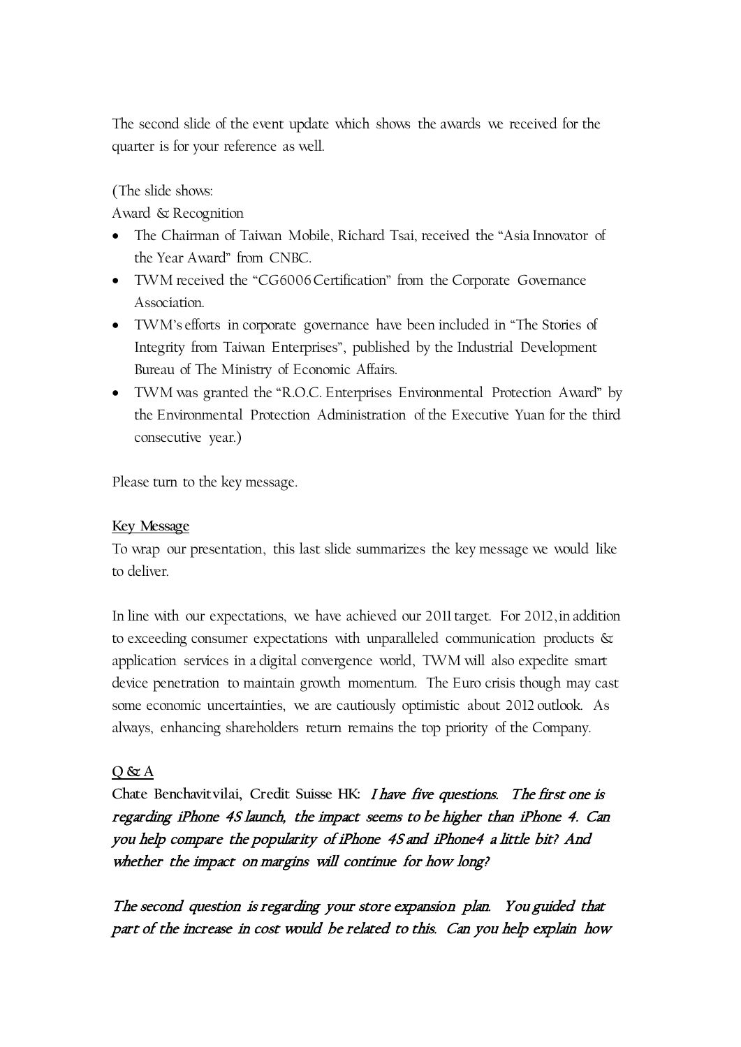The second slide of the event update which shows the awards we received for the quarter is for your reference as well.

(The slide shows:

Award & Recognition

- The Chairman of Taiwan Mobile, Richard Tsai, received the "Asia Innovator of the Year Award" from CNBC.
- TWM received the "CG6006 Certification" from the Corporate Governance Association.
- TWM's efforts in corporate governance have been included in "The Stories of Integrity from Taiwan Enterprises", published by the Industrial Development Bureau of The Ministry of Economic Affairs.
- TWM was granted the "R.O.C. Enterprises Environmental Protection Award" by the Environmental Protection Administration of the Executive Yuan for the third consecutive year.)

Please turn to the key message.

**Key Message**

To wrap our presentation, this last slide summarizes the key message we would like to deliver.

In line with our expectations, we have achieved our 2011 target. For 2012, in addition to exceeding consumer expectations with unparalleled communication products & application services in a digital convergence world, TWM will also expedite smart device penetration to maintain growth momentum. The Euro crisis though may cast some economic uncertainties, we are cautiously optimistic about 2012 outlook. As always, enhancing shareholders return remains the top priority of the Company.

**Q & A**

**Chate Benchavitvilai, Credit Suisse HK:** *I have five questions. The first one is regarding iPhone 4S launch, the impact seems to be higher than iPhone 4. Can you help compare the popularity of iPhone 4S and iPhone4 a little bit? And whether the impact on margins will continue for how long?*

*The second question is regarding your store expansion plan. You guided that part of the increase in cost would be related to this. Can you help explain how*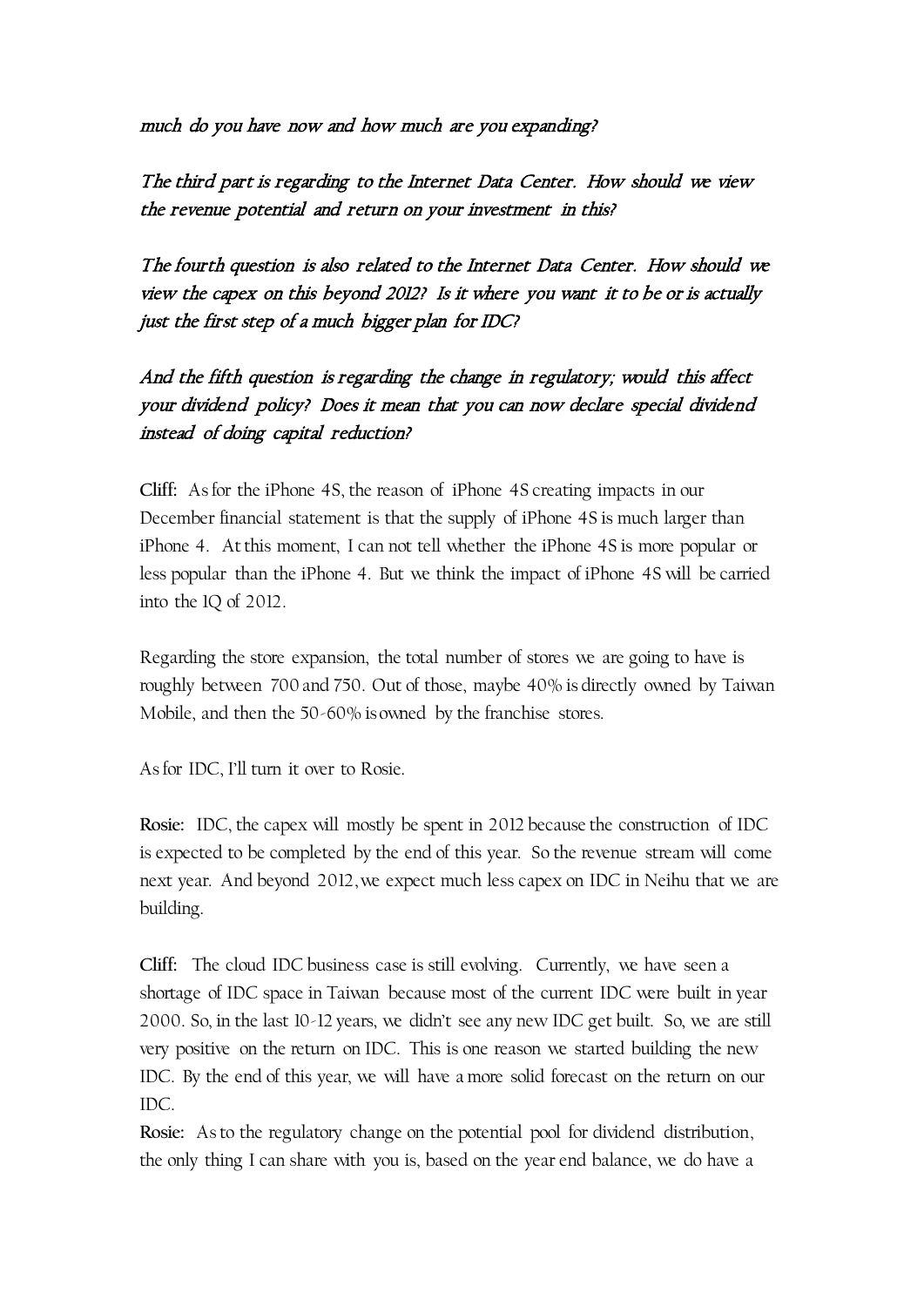*much do you have now and how much are you expanding?*

*The third part is regarding to the Internet Data Center. How should we view the revenue potential and return on your investment in this?*

*The fourth question is also related to the Internet Data Center. How should we view the capex on this beyond 2012? Is it where you want it to be or is actually just the first step of a much bigger plan for IDC?*

*And the fifth question is regarding the change in regulatory; would this affect your dividend policy? Does it mean that you can now declare special dividend instead of doing capital reduction?*

**Cliff:** As for the iPhone 4S, the reason of iPhone 4S creating impacts in our December financial statement is that the supply of iPhone 4S is much larger than iPhone 4. At this moment, I can not tell whether the iPhone 4S is more popular or less popular than the iPhone 4. But we think the impact of iPhone 4S will be carried into the 1Q of 2012.

Regarding the store expansion, the total number of stores we are going to have is roughly between 700 and 750. Out of those, maybe 40% is directly owned by Taiwan Mobile, and then the 50-60% is owned by the franchise stores.

As for IDC, I'll turn it over to Rosie.

**Rosie:** IDC, the capex will mostly be spent in 2012 because the construction of IDC is expected to be completed by the end of this year. So the revenue stream will come next year. And beyond 2012, we expect much less capex on IDC in Neihu that we are building.

**Cliff:** The cloud IDC business case is still evolving. Currently, we have seen a shortage of IDC space in Taiwan because most of the current IDC were built in year 2000. So, in the last 10-12 years, we didn't see any new IDC get built. So, we are still very positive on the return on IDC. This is one reason we started building the new IDC. By the end of this year, we will have a more solid forecast on the return on our IDC.

**Rosie:** As to the regulatory change on the potential pool for dividend distribution, the only thing I can share with you is, based on the year end balance, we do have a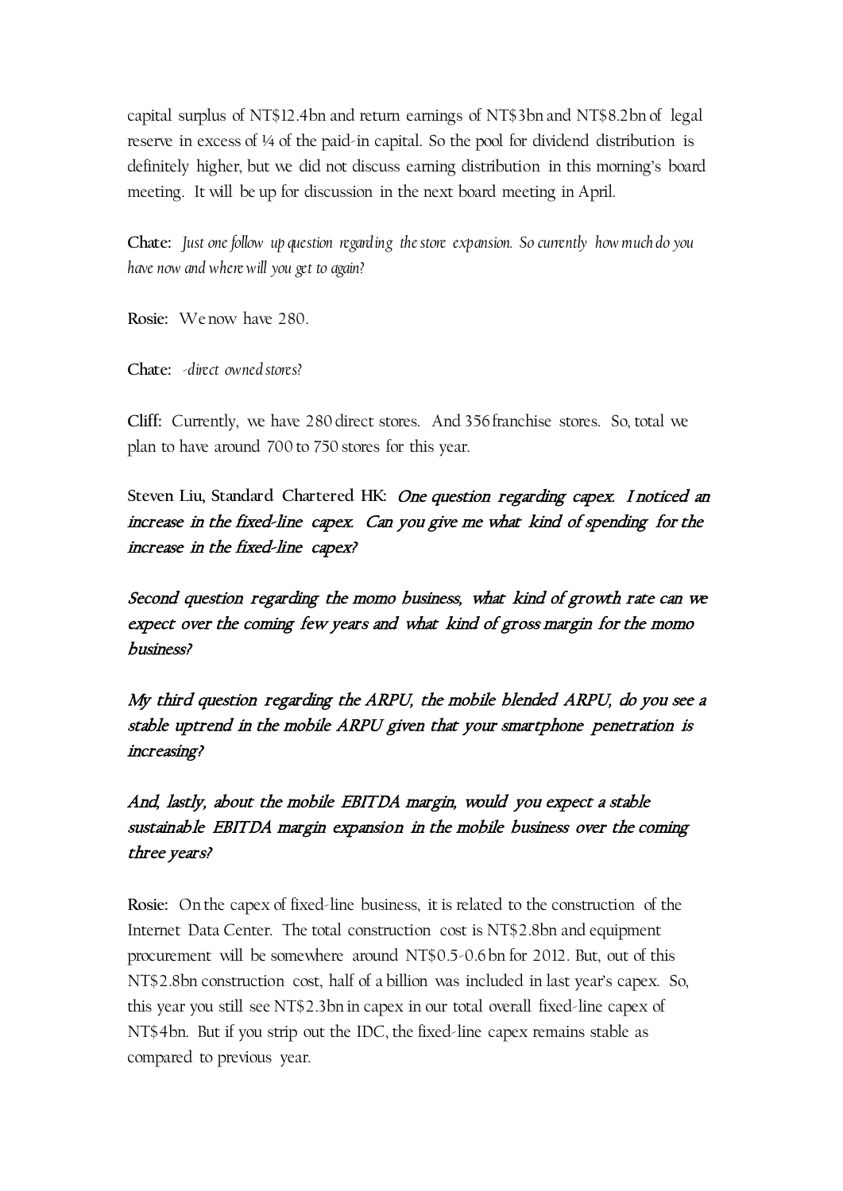capital surplus of NT$12.4bn and return earnings of NT$3bn and NT$8.2bn of legal reserve in excess of ¼ of the paid-in capital. So the pool for dividend distribution is definitely higher, but we did not discuss earning distribution in this morning's board meeting. It will be up for discussion in the next board meeting in April.

**Chate:** *Just one follow up question regarding the store expansion. So currently how much do you have now and where will you get to again?*

**Rosie:** We now have 280.

**Chate:** *-direct owned stores?*

**Cliff:** Currently, we have 280 direct stores. And 356 franchise stores. So, total we plan to have around 700 to 750 stores for this year.

**Steven Liu, Standard Chartered HK:** *One question regarding capex. I noticed an increase in the fixed-line capex. Can you give me what kind of spending for the increase in the fixed-line capex?*

*Second question regarding the momo business, what kind of growth rate can we expect over the coming few years and what kind of gross margin for the momo business?*

*My third question regarding the ARPU, the mobile blended ARPU, do you see a stable uptrend in the mobile ARPU given that your smartphone penetration is increasing?*

*And, lastly, about the mobile EBITDA margin, would you expect a stable sustainable EBITDA margin expansion in the mobile business over the coming three years?*

**Rosie:** On the capex of fixed-line business, it is related to the construction of the Internet Data Center. The total construction cost is NT$2.8bn and equipment procurement will be somewhere around NT$0.5-0.6bn for 2012. But, out of this NT$2.8bn construction cost, half of a billion was included in last year's capex. So, this year you still see NT$2.3bn in capex in our total overall fixed-line capex of NT$4bn. But if you strip out the IDC, the fixed-line capex remains stable as compared to previous year.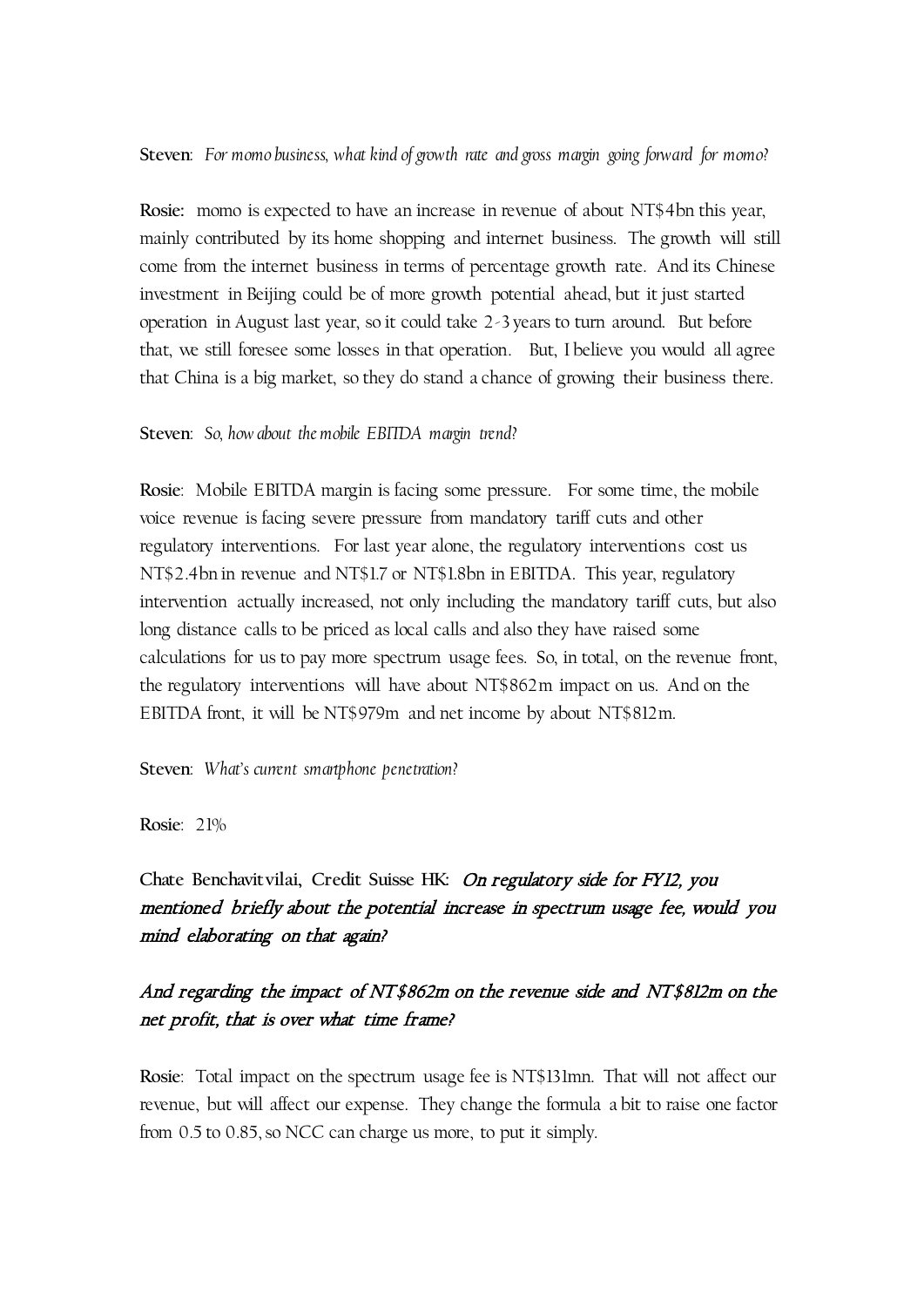**Steven**: *For momo business, what kind of growth rate and gross margin going forward for momo?*

**Rosie:** momo is expected to have an increase in revenue of about NT$4bn this year, mainly contributed by its home shopping and internet business. The growth will still come from the internet business in terms of percentage growth rate. And its Chinese investment in Beijing could be of more growth potential ahead, but it just started operation in August last year, so it could take 2-3 years to turn around. But before that, we still foresee some losses in that operation. But, I believe you would all agree that China is a big market, so they do stand a chance of growing their business there.

**Steven**: *So, how about the mobile EBITDA margin trend?*

**Rosie**: Mobile EBITDA margin is facing some pressure. For some time, the mobile voice revenue is facing severe pressure from mandatory tariff cuts and other regulatory interventions. For last year alone, the regulatory interventions cost us NT$2.4bn in revenue and NT$1.7 or NT$1.8bn in EBITDA. This year, regulatory intervention actually increased, not only including the mandatory tariff cuts, but also long distance calls to be priced as local calls and also they have raised some calculations for us to pay more spectrum usage fees. So, in total, on the revenue front, the regulatory interventions will have about NT$862m impact on us. And on the EBITDA front, it will be NT$979m and net income by about NT$812m.

**Steven**: *What's current smartphone penetration?*

**Rosie**: 21%

**Chate Benchavitvilai, Credit Suisse HK:** ***On regulatory side for FY12, you mentioned briefly about the potential increase in spectrum usage fee, would you mind elaborating on that again?***

***And regarding the impact of NT$862m on the revenue side and NT$812m on the net profit, that is over what time frame?***

**Rosie**: Total impact on the spectrum usage fee is NT$131mn. That will not affect our revenue, but will affect our expense. They change the formula a bit to raise one factor from 0.5 to 0.85, so NCC can charge us more, to put it simply.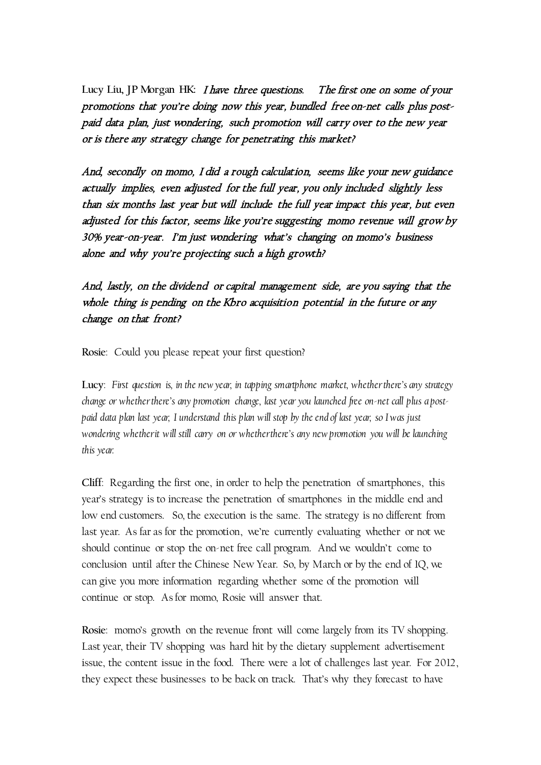**Lucy Liu, JP Morgan HK**: *I have three questions. The first one on some of your promotions that you're doing now this year, bundled free on-net calls plus post-paid data plan, just wondering, such promotion will carry over to the new year or is there any strategy change for penetrating this market?*

*And, secondly on momo, I did a rough calculation, seems like your new guidance actually implies, even adjusted for the full year, you only included slightly less than six months last year but will include the full year impact this year, but even adjusted for this factor, seems like you're suggesting momo revenue will grow by 30% year-on-year. I'm just wondering what's changing on momo's business alone and why you're projecting such a high growth?*

*And, lastly, on the dividend or capital management side, are you saying that the whole thing is pending on the Kbro acquisition potential in the future or any change on that front?*

**Rosie**: Could you please repeat your first question?

**Lucy**: *First question is, in the new year, in tapping smartphone market, whether there's any strategy change or whether there's any promotion change, last year you launched free on-net call plus a post-paid data plan last year, I understand this plan will stop by the end of last year, so I was just wondering whether it will still carry on or whether there's any new promotion you will be launching this year.*

**Cliff**: Regarding the first one, in order to help the penetration of smartphones, this year's strategy is to increase the penetration of smartphones in the middle end and low end customers. So, the execution is the same. The strategy is no different from last year. As far as for the promotion, we're currently evaluating whether or not we should continue or stop the on-net free call program. And we wouldn't come to conclusion until after the Chinese New Year. So, by March or by the end of 1Q, we can give you more information regarding whether some of the promotion will continue or stop. As for momo, Rosie will answer that.

**Rosie**: momo's growth on the revenue front will come largely from its TV shopping. Last year, their TV shopping was hard hit by the dietary supplement advertisement issue, the content issue in the food. There were a lot of challenges last year. For 2012, they expect these businesses to be back on track. That's why they forecast to have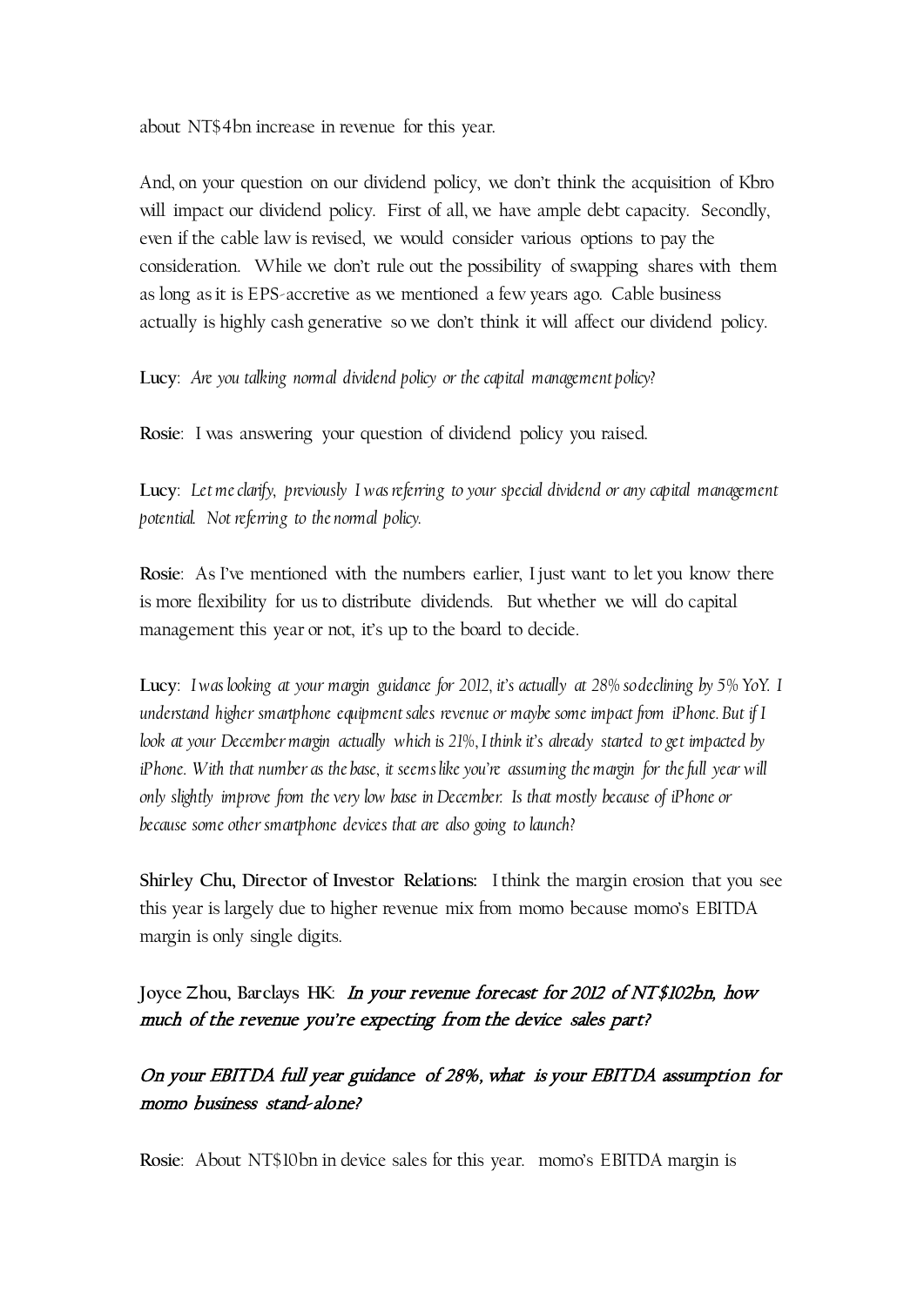about NT$4bn increase in revenue for this year.

And, on your question on our dividend policy, we don't think the acquisition of Kbro will impact our dividend policy. First of all, we have ample debt capacity. Secondly, even if the cable law is revised, we would consider various options to pay the consideration. While we don't rule out the possibility of swapping shares with them as long as it is EPS-accretive as we mentioned a few years ago. Cable business actually is highly cash generative so we don't think it will affect our dividend policy.

**Lucy**: *Are you talking normal dividend policy or the capital management policy?*

**Rosie**: I was answering your question of dividend policy you raised.

**Lucy**: *Let me clarify, previously I was referring to your special dividend or any capital management potential. Not referring to the normal policy.*

**Rosie**: As I've mentioned with the numbers earlier, I just want to let you know there is more flexibility for us to distribute dividends. But whether we will do capital management this year or not, it's up to the board to decide.

**Lucy**: *I was looking at your margin guidance for 2012, it's actually at 28% so declining by 5% YoY. I understand higher smartphone equipment sales revenue or maybe some impact from iPhone. But if I look at your December margin actually which is 21%, I think it's already started to get impacted by iPhone. With that number as the base, it seems like you're assuming the margin for the full year will only slightly improve from the very low base in December. Is that mostly because of iPhone or because some other smartphone devices that are also going to launch?*

**Shirley Chu, Director of Investor Relations:** I think the margin erosion that you see this year is largely due to higher revenue mix from momo because momo's EBITDA margin is only single digits.

**Joyce Zhou, Barclays HK:** ***In your revenue forecast for 2012 of NT$102bn, how much of the revenue you're expecting from the device sales part?***

***On your EBITDA full year guidance of 28%, what is your EBITDA assumption for momo business stand-alone?***

**Rosie**: About NT$10bn in device sales for this year. momo's EBITDA margin is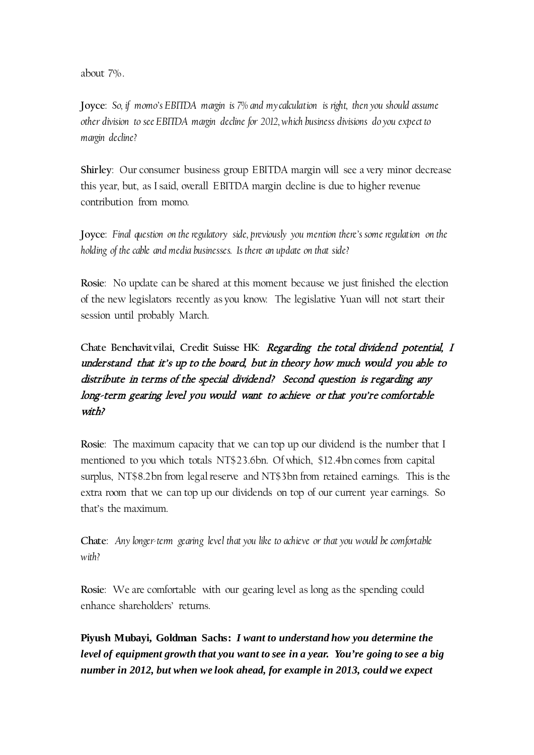about 7%.

**Joyce**: *So, if momo's EBITDA margin is 7% and my calculation is right, then you should assume other division to see EBITDA margin decline for 2012, which business divisions do you expect to margin decline?*

**Shirley**: Our consumer business group EBITDA margin will see a very minor decrease this year, but, as I said, overall EBITDA margin decline is due to higher revenue contribution from momo.

**Joyce**: *Final question on the regulatory side, previously you mention there's some regulation on the holding of the cable and media businesses. Is there an update on that side?*

**Rosie**: No update can be shared at this moment because we just finished the election of the new legislators recently as you know. The legislative Yuan will not start their session until probably March.

**Chate Benchavitvilai, Credit Suisse HK**: *Regarding the total dividend potential, I understand that it's up to the board, but in theory how much would you able to distribute in terms of the special dividend? Second question is regarding any long-term gearing level you would want to achieve or that you're comfortable with?*

**Rosie**: The maximum capacity that we can top up our dividend is the number that I mentioned to you which totals NT$23.6bn. Of which, $12.4bn comes from capital surplus, NT$8.2bn from legal reserve and NT$3bn from retained earnings. This is the extra room that we can top up our dividends on top of our current year earnings. So that's the maximum.

**Chate**: *Any longer-term gearing level that you like to achieve or that you would be comfortable with?*

**Rosie**: We are comfortable with our gearing level as long as the spending could enhance shareholders' returns.

**Piyush Mubayi, Goldman Sachs:** ***I want to understand how you determine the level of equipment growth that you want to see in a year. You're going to see a big number in 2012, but when we look ahead, for example in 2013, could we expect***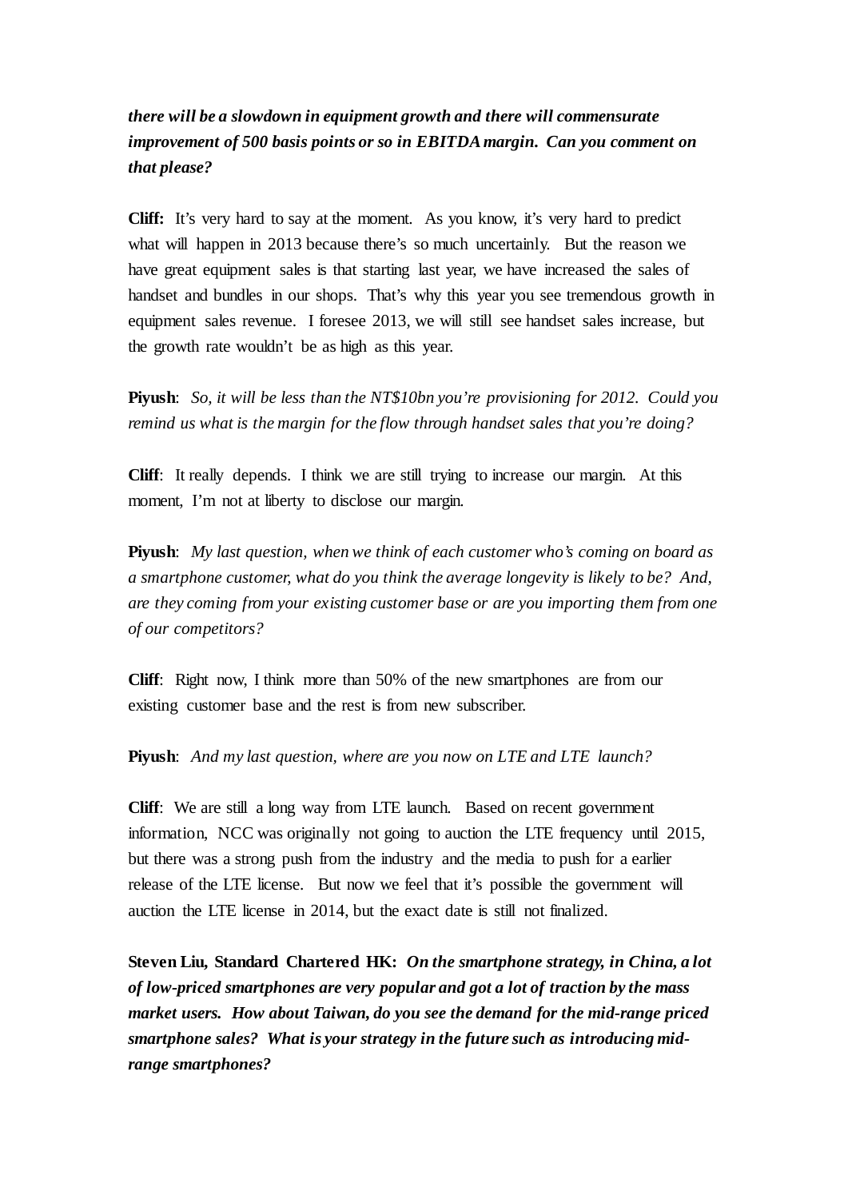***there will be a slowdown in equipment growth and there will commensurate improvement of 500 basis points or so in EBITDA margin. Can you comment on that please?***

**Cliff:** It's very hard to say at the moment. As you know, it's very hard to predict what will happen in 2013 because there's so much uncertainly. But the reason we have great equipment sales is that starting last year, we have increased the sales of handset and bundles in our shops. That's why this year you see tremendous growth in equipment sales revenue. I foresee 2013, we will still see handset sales increase, but the growth rate wouldn't be as high as this year.

**Piyush**: *So, it will be less than the NT$10bn you're provisioning for 2012. Could you remind us what is the margin for the flow through handset sales that you're doing?*

**Cliff**: It really depends. I think we are still trying to increase our margin. At this moment, I'm not at liberty to disclose our margin.

**Piyush**: *My last question, when we think of each customer who's coming on board as a smartphone customer, what do you think the average longevity is likely to be? And, are they coming from your existing customer base or are you importing them from one of our competitors?*

**Cliff**: Right now, I think more than 50% of the new smartphones are from our existing customer base and the rest is from new subscriber.

**Piyush**: *And my last question, where are you now on LTE and LTE launch?*

**Cliff**: We are still a long way from LTE launch. Based on recent government information, NCC was originally not going to auction the LTE frequency until 2015, but there was a strong push from the industry and the media to push for a earlier release of the LTE license. But now we feel that it's possible the government will auction the LTE license in 2014, but the exact date is still not finalized.

**Steven Liu, Standard Chartered HK:** ***On the smartphone strategy, in China, a lot of low-priced smartphones are very popular and got a lot of traction by the mass market users. How about Taiwan, do you see the demand for the mid-range priced smartphone sales? What is your strategy in the future such as introducing mid-range smartphones?***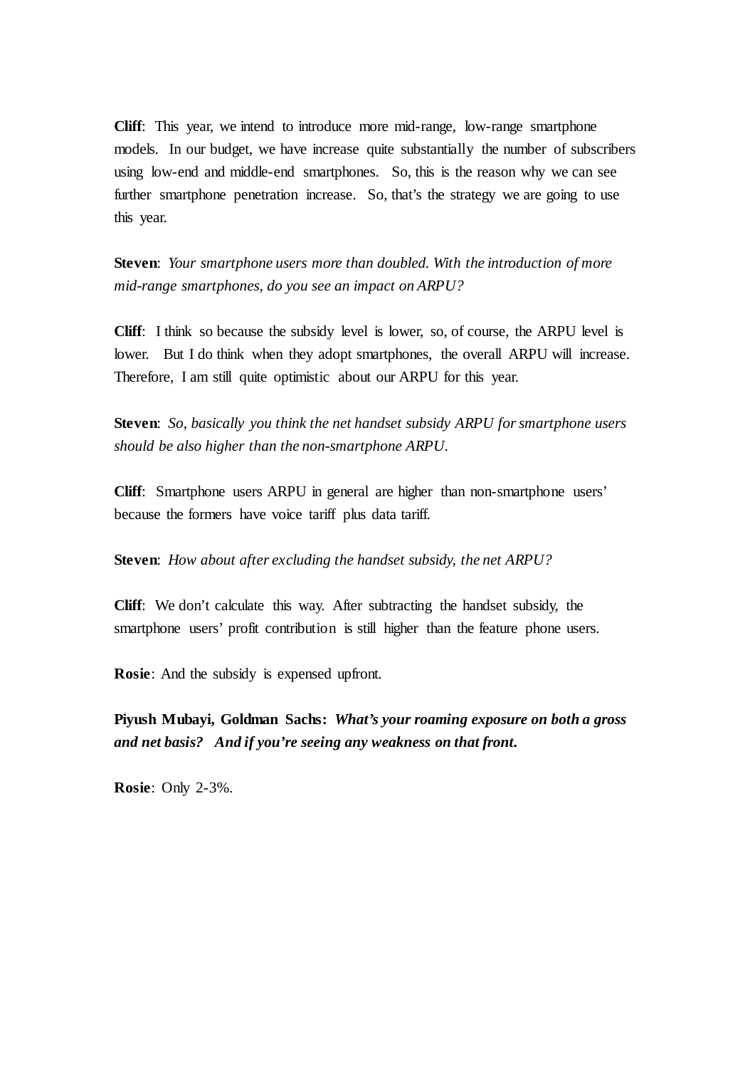**Cliff**: This year, we intend to introduce more mid-range, low-range smartphone models. In our budget, we have increase quite substantially the number of subscribers using low-end and middle-end smartphones. So, this is the reason why we can see further smartphone penetration increase. So, that's the strategy we are going to use this year.

**Steven**: *Your smartphone users more than doubled. With the introduction of more mid-range smartphones, do you see an impact on ARPU?*

**Cliff**: I think so because the subsidy level is lower, so, of course, the ARPU level is lower. But I do think when they adopt smartphones, the overall ARPU will increase. Therefore, I am still quite optimistic about our ARPU for this year.

**Steven**: *So, basically you think the net handset subsidy ARPU for smartphone users should be also higher than the non-smartphone ARPU.*

**Cliff**: Smartphone users ARPU in general are higher than non-smartphone users' because the formers have voice tariff plus data tariff.

**Steven**: *How about after excluding the handset subsidy, the net ARPU?*

**Cliff**: We don't calculate this way. After subtracting the handset subsidy, the smartphone users' profit contribution is still higher than the feature phone users.

**Rosie**: And the subsidy is expensed upfront.

**Piyush Mubayi, Goldman Sachs:** ***What's your roaming exposure on both a gross and net basis? And if you're seeing any weakness on that front.***

**Rosie**: Only 2-3%.